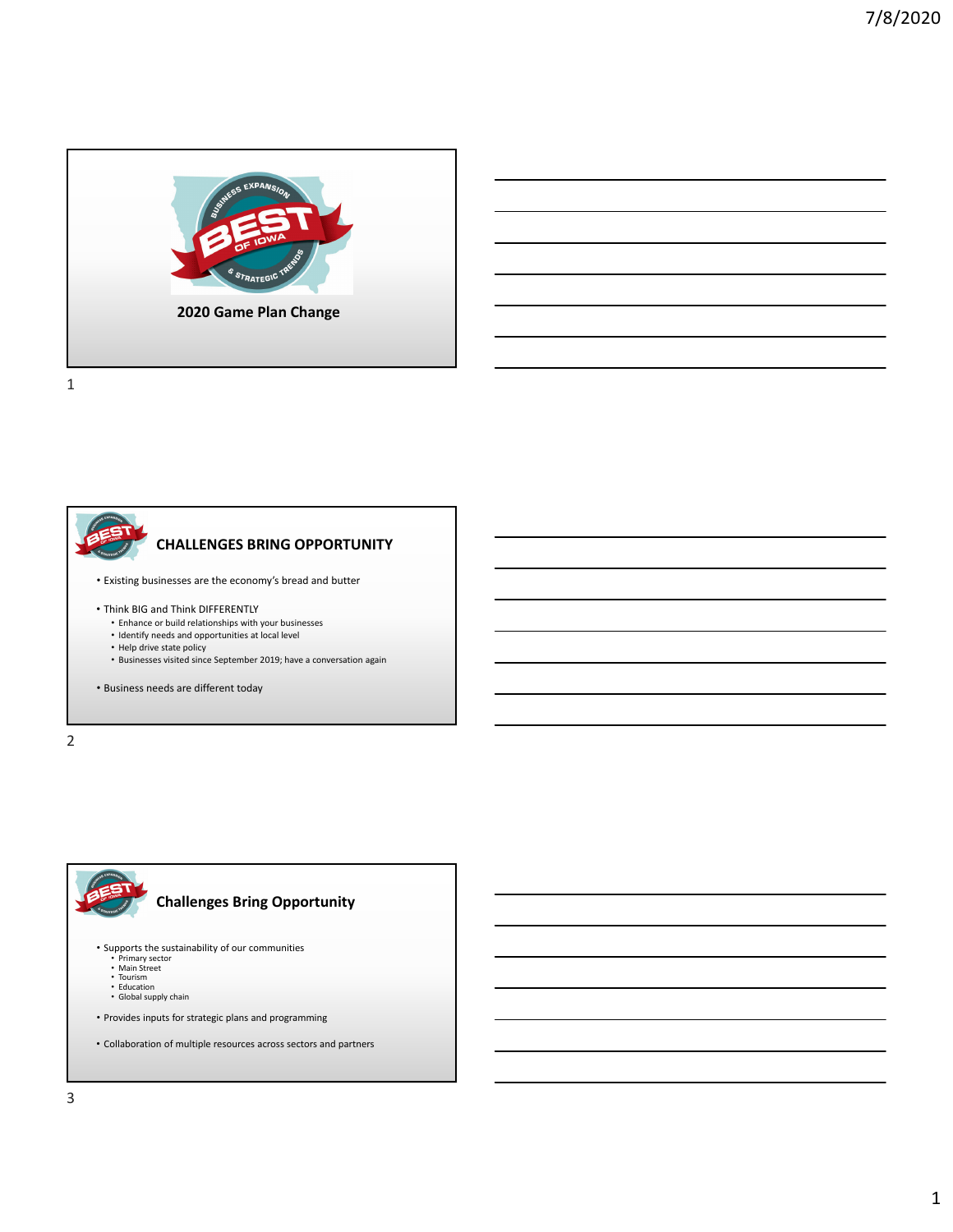## 2020 Game Plan Change

## CHALLENGES BRING OPPORTUNITY

- Existing businesses are the economy's bread and butter
- Think BIG and Think DIFFERENTLY
  - Enhance or build relationships with your businesses
  - Identify needs and opportunities at local level
  - Help drive state policy
  - Businesses visited since September 2019; have a conversation again
- Business needs are different today

## Challenges Bring Opportunity

- Supports the sustainability of our communities
  - Primary sector
  - Main Street
  - Tourism
  - Education
  - Global supply chain
- Provides inputs for strategic plans and programming
- Collaboration of multiple resources across sectors and partners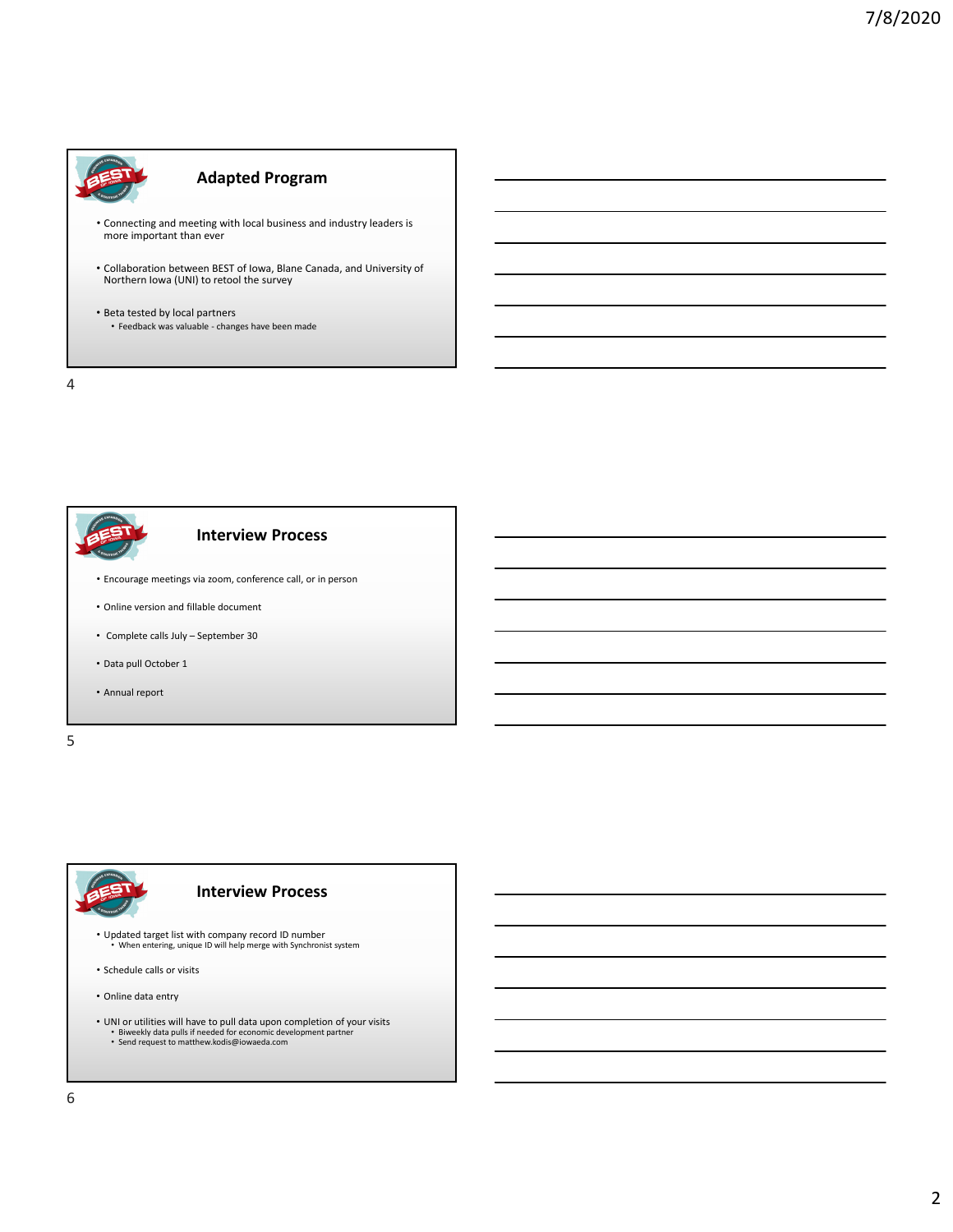## Adapted Program

- Connecting and meeting with local business and industry leaders is more important than ever
- Collaboration between BEST of Iowa, Blane Canada, and University of Northern Iowa (UNI) to retool the survey
- Beta tested by local partners
  - Feedback was valuable - changes have been made

## Interview Process

- Encourage meetings via zoom, conference call, or in person
- Online version and fillable document
- Complete calls July – September 30
- Data pull October 1
- Annual report

## Interview Process

- Updated target list with company record ID number
  - When entering, unique ID will help merge with Synchronist system
- Schedule calls or visits
- Online data entry
- UNI or utilities will have to pull data upon completion of your visits
  - Biweekly data pulls if needed for economic development partner
  - Send request to matthew.kodis@iowaeda.com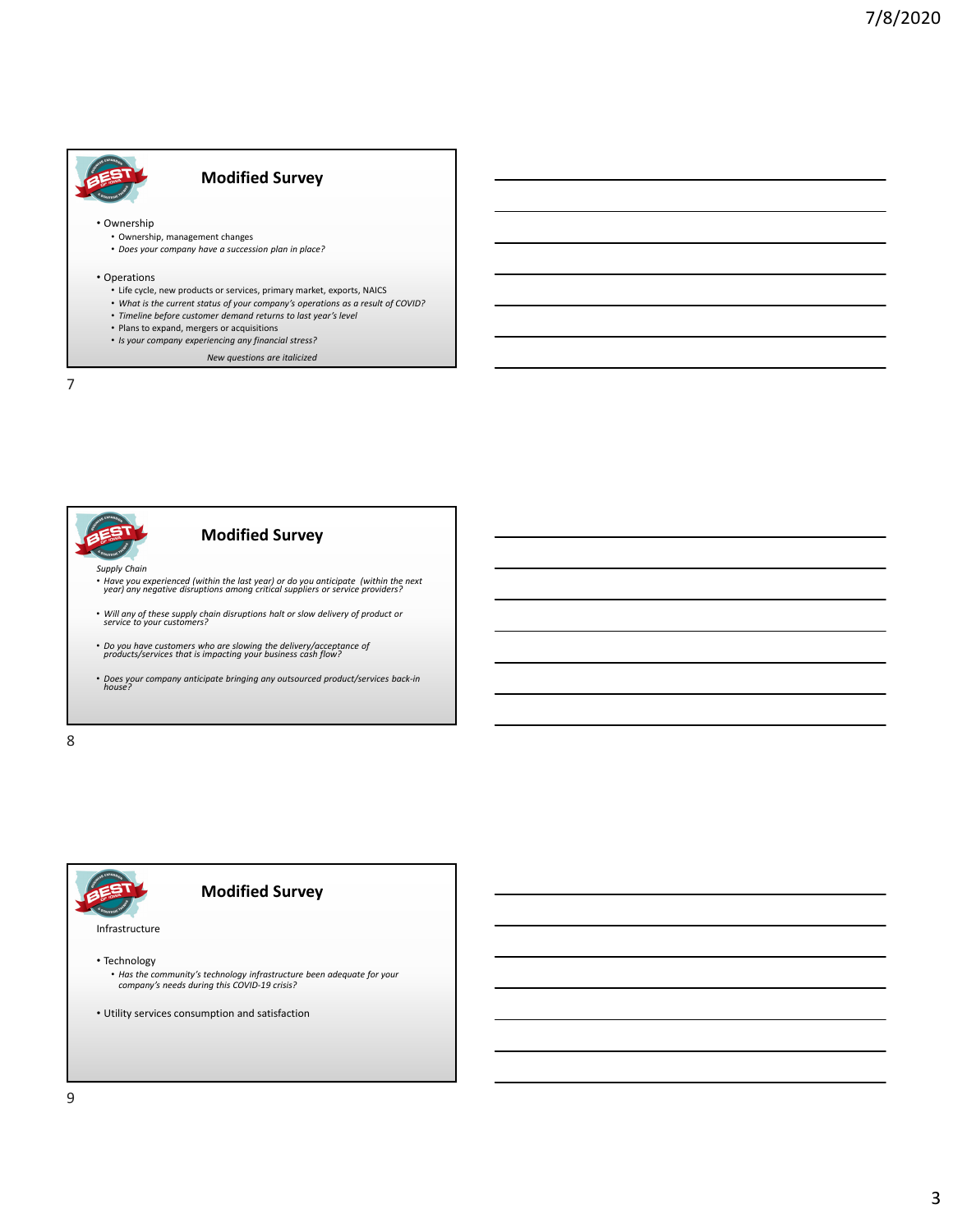## Modified Survey

- Ownership
  - Ownership, management changes
  - *Does your company have a succession plan in place?*

- Operations
  - Life cycle, new products or services, primary market, exports, NAICS
  - *What is the current status of your company's operations as a result of COVID?*
  - *Timeline before customer demand returns to last year's level*
  - Plans to expand, mergers or acquisitions
  - *Is your company experiencing any financial stress?*

*New questions are italicized*

## Modified Survey

*Supply Chain*

- *Have you experienced (within the last year) or do you anticipate (within the next year) any negative disruptions among critical suppliers or service providers?*
- *Will any of these supply chain disruptions halt or slow delivery of product or service to your customers?*
- *Do you have customers who are slowing the delivery/acceptance of products/services that is impacting your business cash flow?*
- *Does your company anticipate bringing any outsourced product/services back-in house?*

## Modified Survey

Infrastructure

- Technology
  - *Has the community's technology infrastructure been adequate for your company's needs during this COVID-19 crisis?*
- Utility services consumption and satisfaction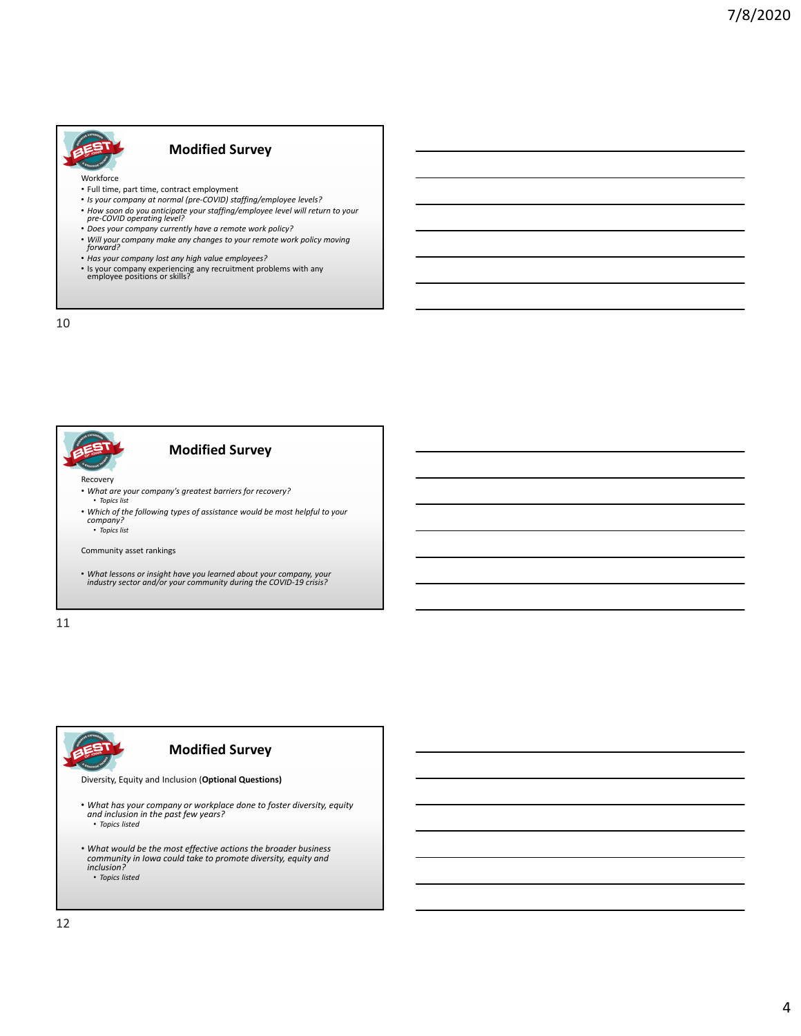## Modified Survey

Workforce

- Full time, part time, contract employment
- *Is your company at normal (pre-COVID) staffing/employee levels?*
- *How soon do you anticipate your staffing/employee level will return to your pre-COVID operating level?*
- *Does your company currently have a remote work policy?*
- *Will your company make any changes to your remote work policy moving forward?*
- *Has your company lost any high value employees?*
- Is your company experiencing any recruitment problems with any employee positions or skills?

## Modified Survey

Recovery

- *What are your company's greatest barriers for recovery?*
  - *Topics list*
- *Which of the following types of assistance would be most helpful to your company?*
  - *Topics list*

Community asset rankings

- *What lessons or insight have you learned about your company, your industry sector and/or your community during the COVID-19 crisis?*

## Modified Survey

Diversity, Equity and Inclusion (**Optional Questions)**

- *What has your company or workplace done to foster diversity, equity and inclusion in the past few years?*
  - *Topics listed*
- *What would be the most effective actions the broader business community in Iowa could take to promote diversity, equity and inclusion?*
  - *Topics listed*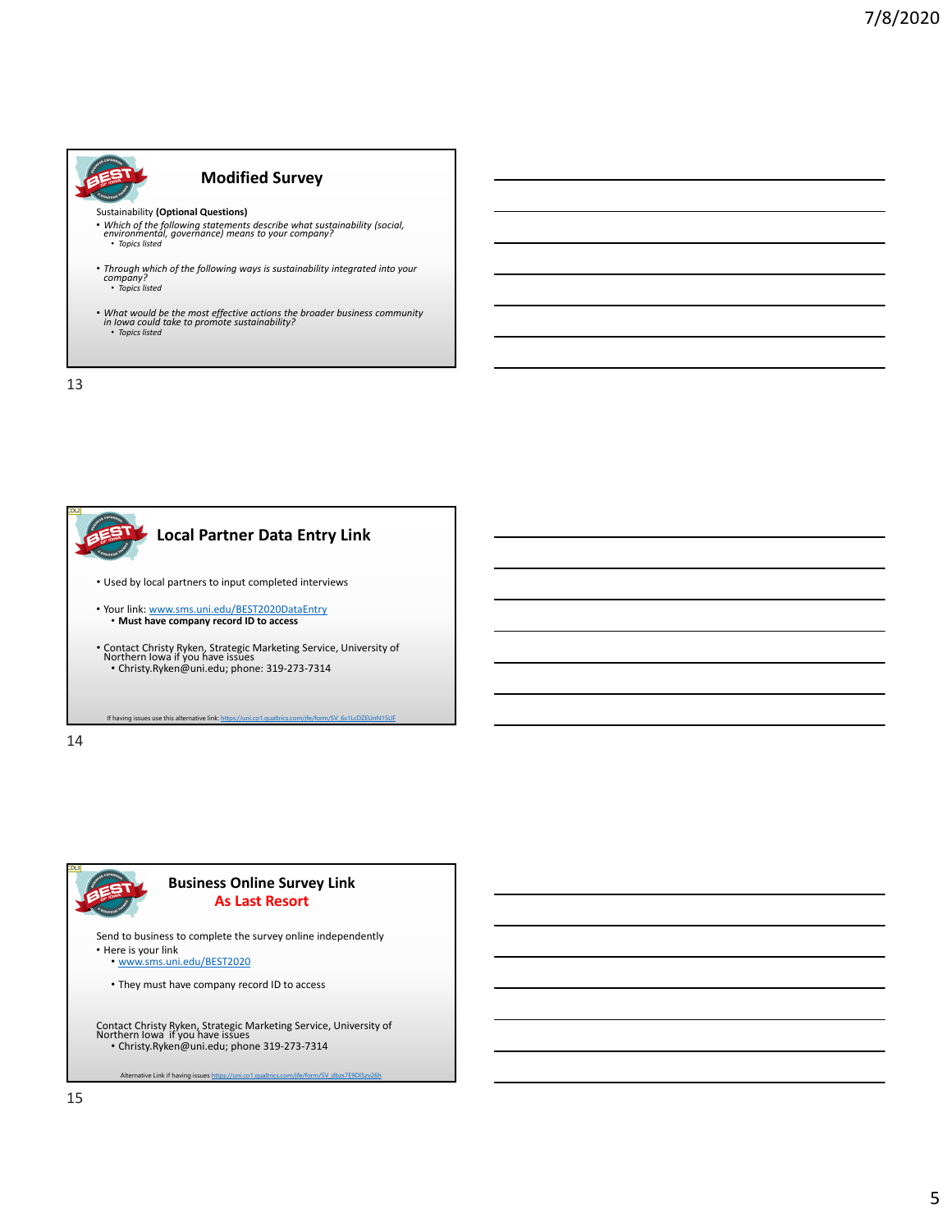## Modified Survey

Sustainability **(Optional Questions)**

- *Which of the following statements describe what sustainability (social, environmental, governance) means to your company?*
  - *Topics listed*
- *Through which of the following ways is sustainability integrated into your company?*
  - *Topics listed*
- *What would be the most effective actions the broader business community in Iowa could take to promote sustainability?*
  - *Topics listed*

## Local Partner Data Entry Link

- Used by local partners to input completed interviews
- Your link: www.sms.uni.edu/BEST2020DataEntry
  - **Must have company record ID to access**
- Contact Christy Ryken, Strategic Marketing Service, University of Northern Iowa if you have issues
  - Christy.Ryken@uni.edu; phone: 319-273-7314

If having issues use this alternative link: https://uni.co1.qualtrics.com/jfe/form/SV_6s1LcDZEUnN15UF

## Business Online Survey Link
## As Last Resort

Send to business to complete the survey online independently

- Here is your link
  - www.sms.uni.edu/BEST2020
  - They must have company record ID to access

Contact Christy Ryken, Strategic Marketing Service, University of Northern Iowa if you have issues

- Christy.Ryken@uni.edu; phone 319-273-7314

Alternative Link if having issues https://uni.co1.qualtrics.com/jfe/form/SV_dbzs7E9DlSzv26h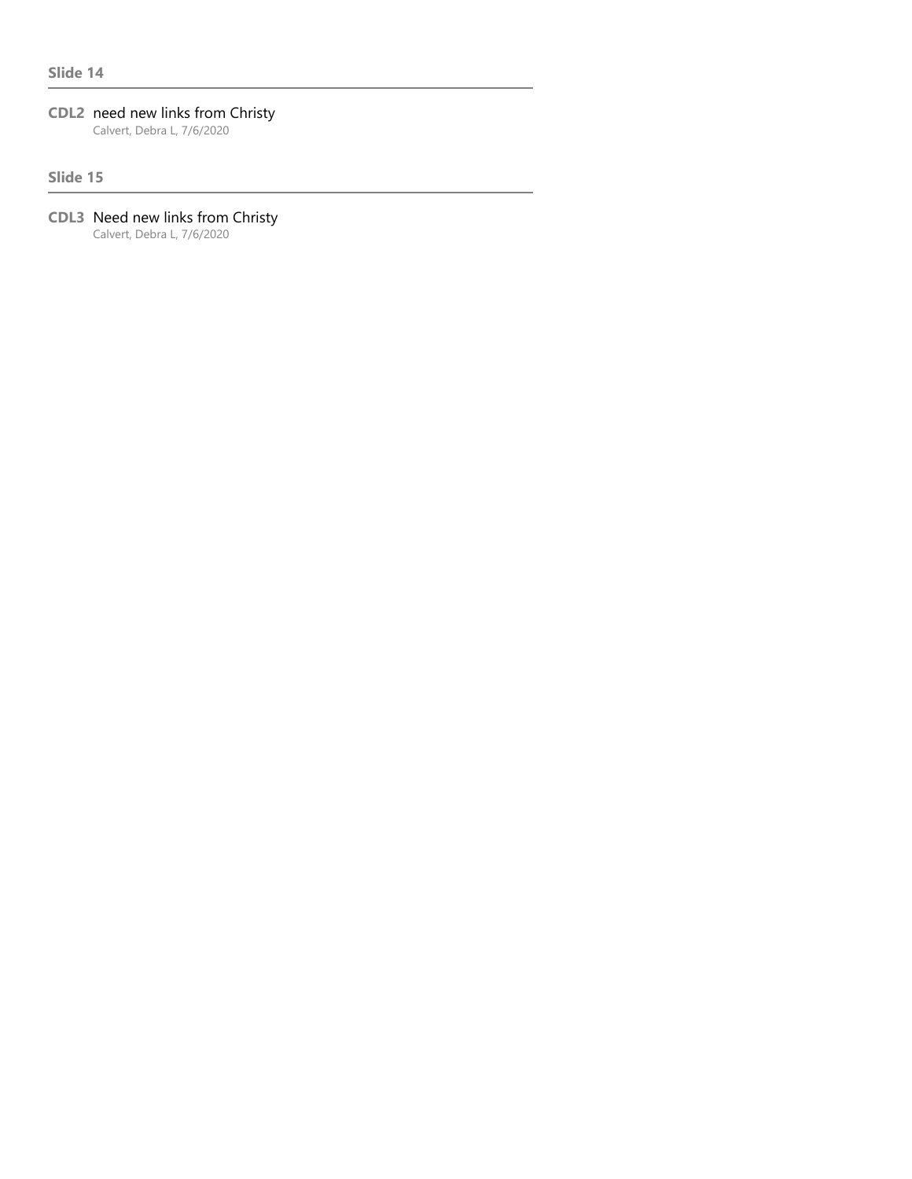## Slide 14

**CDL2** need new links from Christy
Calvert, Debra L, 7/6/2020

## Slide 15

**CDL3** Need new links from Christy
Calvert, Debra L, 7/6/2020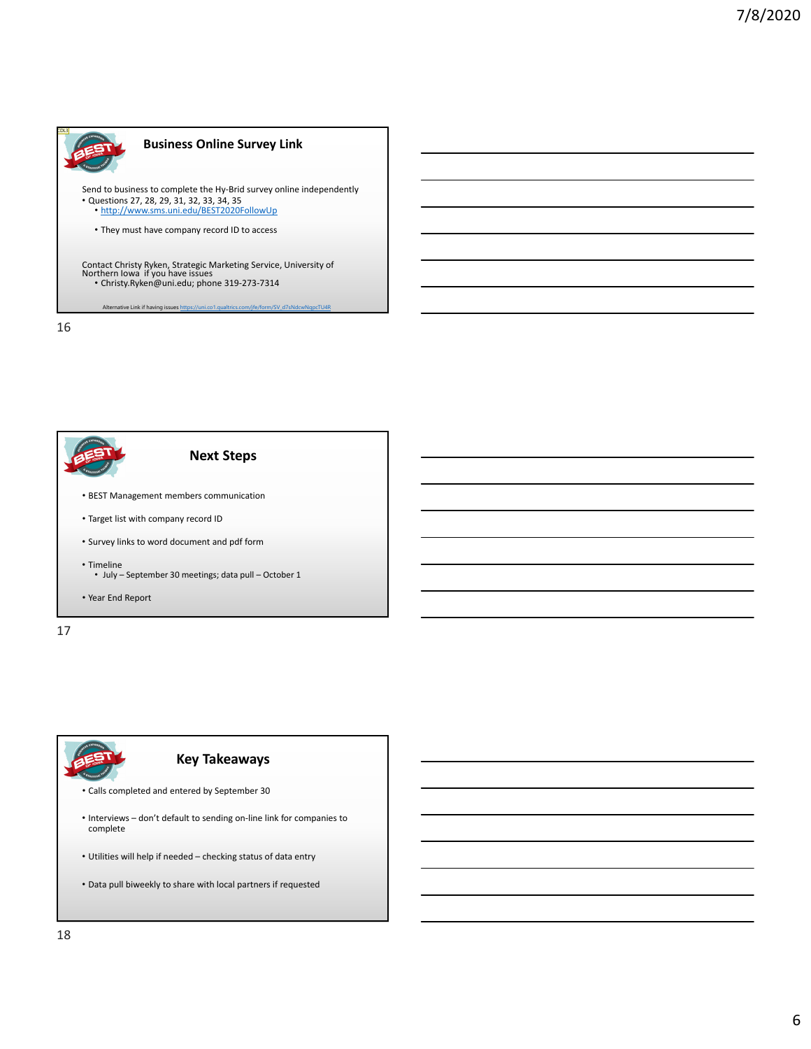## Business Online Survey Link

Send to business to complete the Hy-Brid survey online independently

- Questions 27, 28, 29, 31, 32, 33, 34, 35
  - http://www.sms.uni.edu/BEST2020FollowUp
  - They must have company record ID to access

Contact Christy Ryken, Strategic Marketing Service, University of Northern Iowa if you have issues

- Christy.Ryken@uni.edu; phone 319-273-7314

Alternative Link if having issues https://uni.co1.qualtrics.com/jfe/form/SV_d7sNdcwNqpcTU4R

## Next Steps

- BEST Management members communication
- Target list with company record ID
- Survey links to word document and pdf form
- Timeline
  - July – September 30 meetings; data pull – October 1
- Year End Report

## Key Takeaways

- Calls completed and entered by September 30
- Interviews – don't default to sending on-line link for companies to complete
- Utilities will help if needed – checking status of data entry
- Data pull biweekly to share with local partners if requested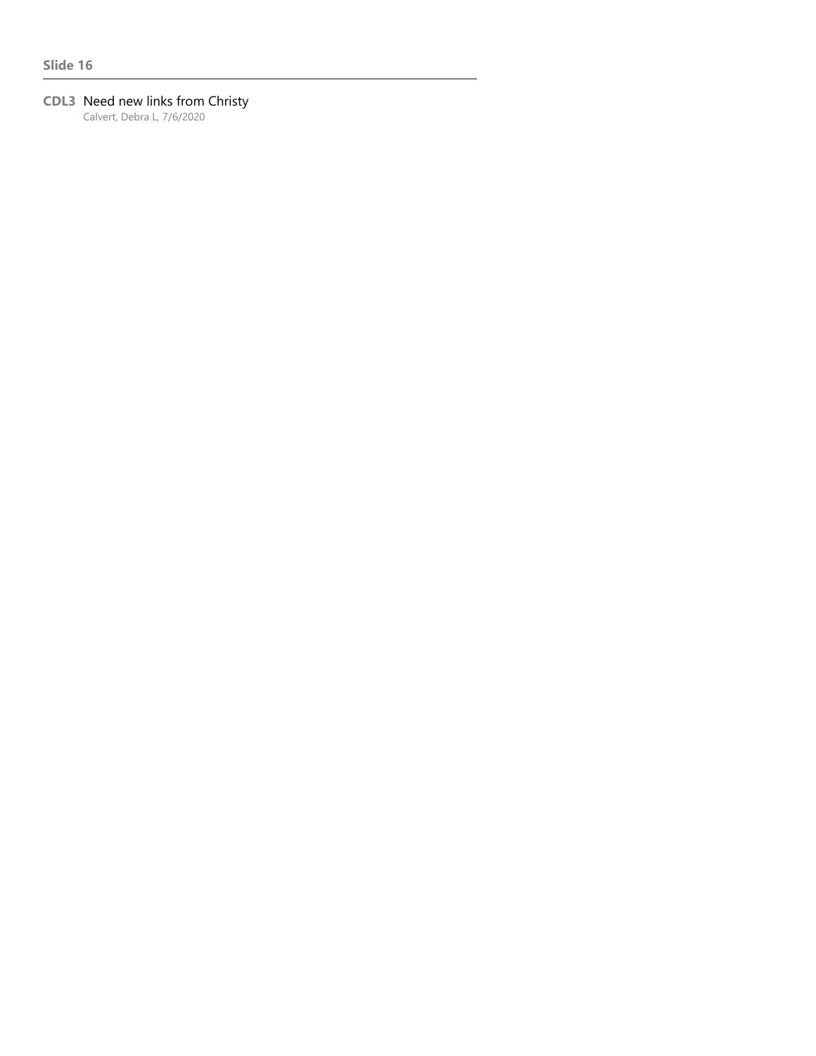**Slide 16**

---

**CDL3** Need new links from Christy
Calvert, Debra L, 7/6/2020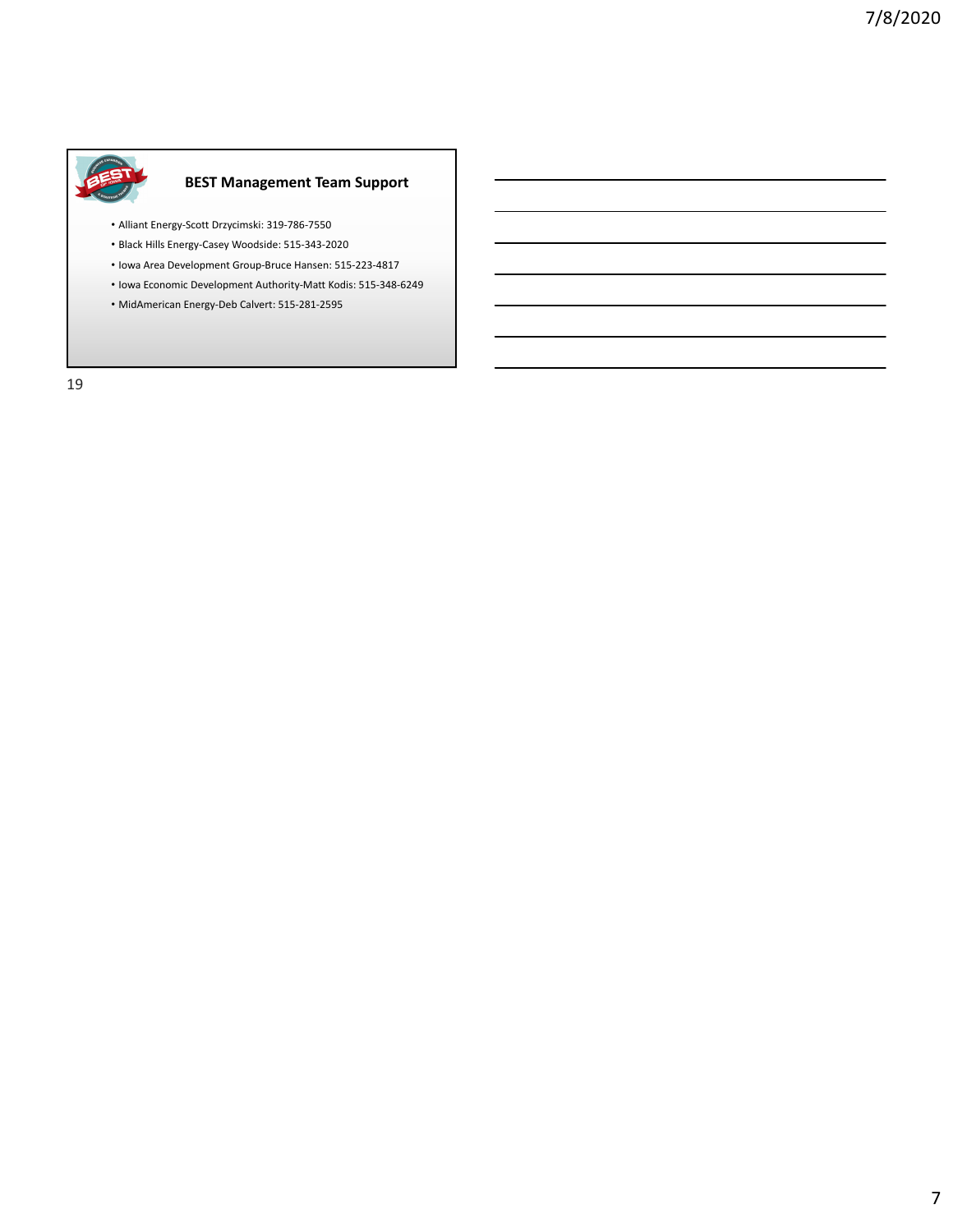## BEST Management Team Support

- Alliant Energy-Scott Drzycimski: 319-786-7550
- Black Hills Energy-Casey Woodside: 515-343-2020
- Iowa Area Development Group-Bruce Hansen: 515-223-4817
- Iowa Economic Development Authority-Matt Kodis: 515-348-6249
- MidAmerican Energy-Deb Calvert: 515-281-2595